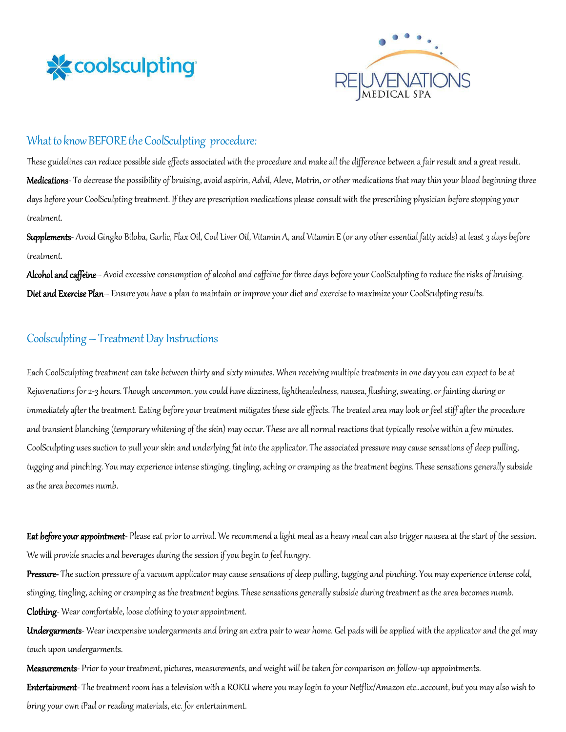## What to know BEFORE the CoolSculpting procedure:

These guidelines can reduce possible side effects associated with the procedure and make all the difference between a fair result and a great result.

**Medications**- To decrease the possibility of bruising, avoid aspirin, Advil, Aleve, Motrin, or other medications that may thin your blood beginning three days before your CoolSculpting treatment. If they are prescription medications please consult with the prescribing physician before stopping your treatment.

**Supplements**- Avoid Gingko Biloba, Garlic, Flax Oil, Cod Liver Oil, Vitamin A, and Vitamin E (or any other essential fatty acids) at least 3 days before treatment.

**Alcohol and caffeine**– Avoid excessive consumption of alcohol and caffeine for three days before your CoolSculpting to reduce the risks of bruising.

**Diet and Exercise Plan**– Ensure you have a plan to maintain or improve your diet and exercise to maximize your CoolSculpting results.

## Coolsculpting – Treatment Day Instructions

Each CoolSculpting treatment can take between thirty and sixty minutes. When receiving multiple treatments in one day you can expect to be at Rejuvenations for 2-3 hours. Though uncommon, you could have dizziness, lightheadedness, nausea, flushing, sweating, or fainting during or immediately after the treatment. Eating before your treatment mitigates these side effects. The treated area may look or feel stiff after the procedure and transient blanching (temporary whitening of the skin) may occur. These are all normal reactions that typically resolve within a few minutes. CoolSculpting uses suction to pull your skin and underlying fat into the applicator. The associated pressure may cause sensations of deep pulling, tugging and pinching. You may experience intense stinging, tingling, aching or cramping as the treatment begins. These sensations generally subside as the area becomes numb.

***Eat before your appointment***- Please eat prior to arrival. We recommend a light meal as a heavy meal can also trigger nausea at the start of the session. We will provide snacks and beverages during the session if you begin to feel hungry.

**Pressure-** The suction pressure of a vacuum applicator may cause sensations of deep pulling, tugging and pinching. You may experience intense cold, stinging, tingling, aching or cramping as the treatment begins. These sensations generally subside during treatment as the area becomes numb.

**Clothing**- Wear comfortable, loose clothing to your appointment.

**Undergarments**- Wear inexpensive undergarments and bring an extra pair to wear home. Gel pads will be applied with the applicator and the gel may touch upon undergarments.

**Measurements**- Prior to your treatment, pictures, measurements, and weight will be taken for comparison on follow-up appointments.

**Entertainment**- The treatment room has a television with a ROKU where you may login to your Netflix/Amazon etc…account, but you may also wish to bring your own iPad or reading materials, etc. for entertainment.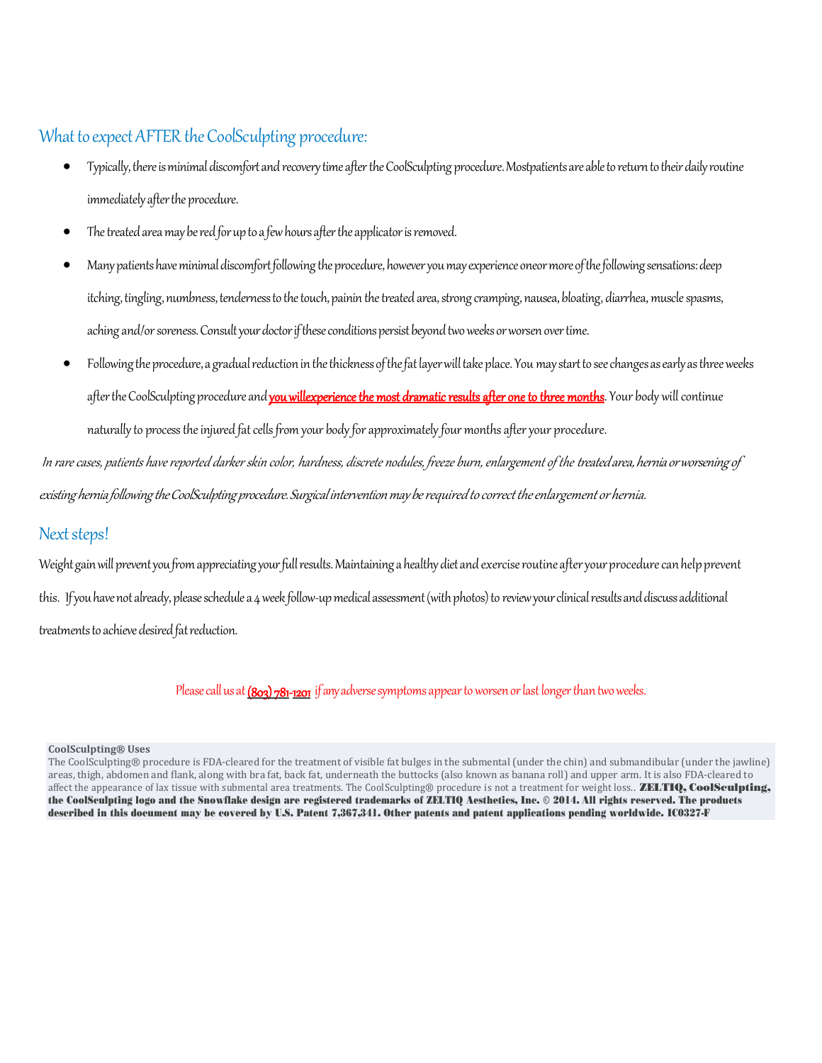## What to expect AFTER the CoolSculpting procedure:

- Typically, there is minimal discomfort and recovery time after the CoolSculpting procedure. Mostpatients are able to return to their daily routine immediately after the procedure.
- The treated area may be red for up to a few hours after the applicator is removed.
- Many patients have minimal discomfort following the procedure, however you may experience oneor more of the following sensations: deep itching, tingling, numbness, tenderness to the touch, painin the treated area, strong cramping, nausea, bloating, diarrhea, muscle spasms, aching and/or soreness. Consult your doctor if these conditions persist beyond two weeks or worsen over time.
- Following the procedure, a gradual reduction in the thickness of the fat layer will take place. You may start to see changes as early as three weeks after the CoolSculpting procedure and **you willexperience the most dramatic results after one to three months**. Your body will continue naturally to process the injured fat cells from your body for approximately four months after your procedure.

*In rare cases, patients have reported darker skin color, hardness, discrete nodules, freeze burn, enlargement of the treated area, hernia or worsening of existing hernia following the CoolSculpting procedure. Surgical intervention may be required to correct the enlargement or hernia.*

## Next steps!

Weight gain will prevent you from appreciating your full results. Maintaining a healthy diet and exercise routine after your procedure can help prevent this. If you have not already, please schedule a 4 week follow-up medical assessment (with photos) to review your clinical results and discuss additional treatments to achieve desired fat reduction.

Please call us at **(803) 781-1201** if any adverse symptoms appear to worsen or last longer than two weeks.

**CoolSculpting® Uses**
The CoolSculpting® procedure is FDA-cleared for the treatment of visible fat bulges in the submental (under the chin) and submandibular (under the jawline) areas, thigh, abdomen and flank, along with bra fat, back fat, underneath the buttocks (also known as banana roll) and upper arm. It is also FDA-cleared to affect the appearance of lax tissue with submental area treatments. The CoolSculpting® procedure is not a treatment for weight loss.. **ZELTIQ, CoolSculpting, the CoolSculpting logo and the Snowflake design are registered trademarks of ZELTIQ Aesthetics, Inc. © 2014. All rights reserved. The products described in this document may be covered by U.S. Patent 7,367,341. Other patents and patent applications pending worldwide. IC0327-F**